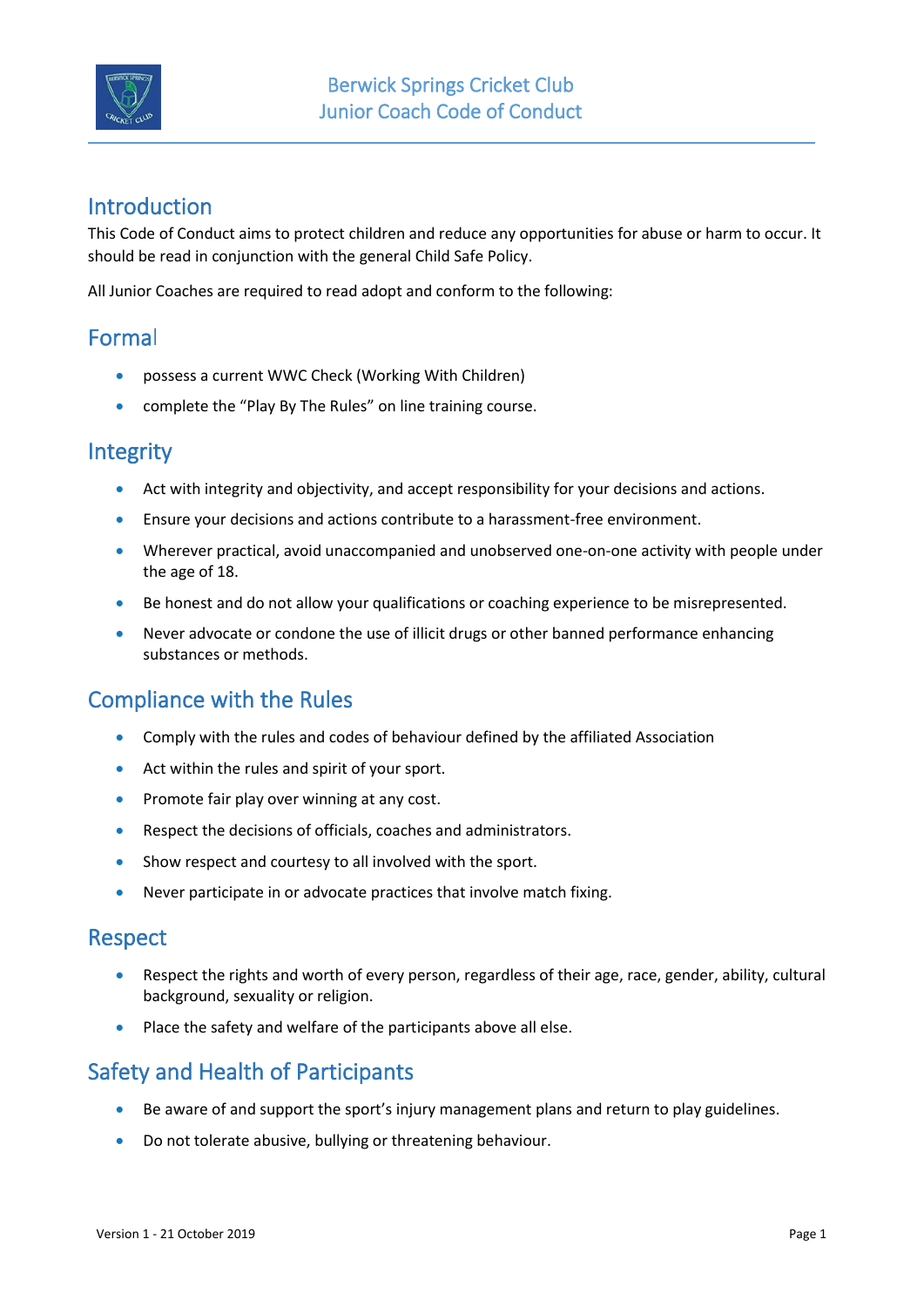# Berwick Springs Cricket Club
# Junior Coach Code of Conduct

## Introduction

This Code of Conduct aims to protect children and reduce any opportunities for abuse or harm to occur. It should be read in conjunction with the general Child Safe Policy.

All Junior Coaches are required to read adopt and conform to the following:

## Formal

- possess a current WWC Check (Working With Children)
- complete the "Play By The Rules" on line training course.

## Integrity

- Act with integrity and objectivity, and accept responsibility for your decisions and actions.
- Ensure your decisions and actions contribute to a harassment-free environment.
- Wherever practical, avoid unaccompanied and unobserved one-on-one activity with people under the age of 18.
- Be honest and do not allow your qualifications or coaching experience to be misrepresented.
- Never advocate or condone the use of illicit drugs or other banned performance enhancing substances or methods.

## Compliance with the Rules

- Comply with the rules and codes of behaviour defined by the affiliated Association
- Act within the rules and spirit of your sport.
- Promote fair play over winning at any cost.
- Respect the decisions of officials, coaches and administrators.
- Show respect and courtesy to all involved with the sport.
- Never participate in or advocate practices that involve match fixing.

## Respect

- Respect the rights and worth of every person, regardless of their age, race, gender, ability, cultural background, sexuality or religion.
- Place the safety and welfare of the participants above all else.

## Safety and Health of Participants

- Be aware of and support the sport's injury management plans and return to play guidelines.
- Do not tolerate abusive, bullying or threatening behaviour.

Version 1 - 21 October 2019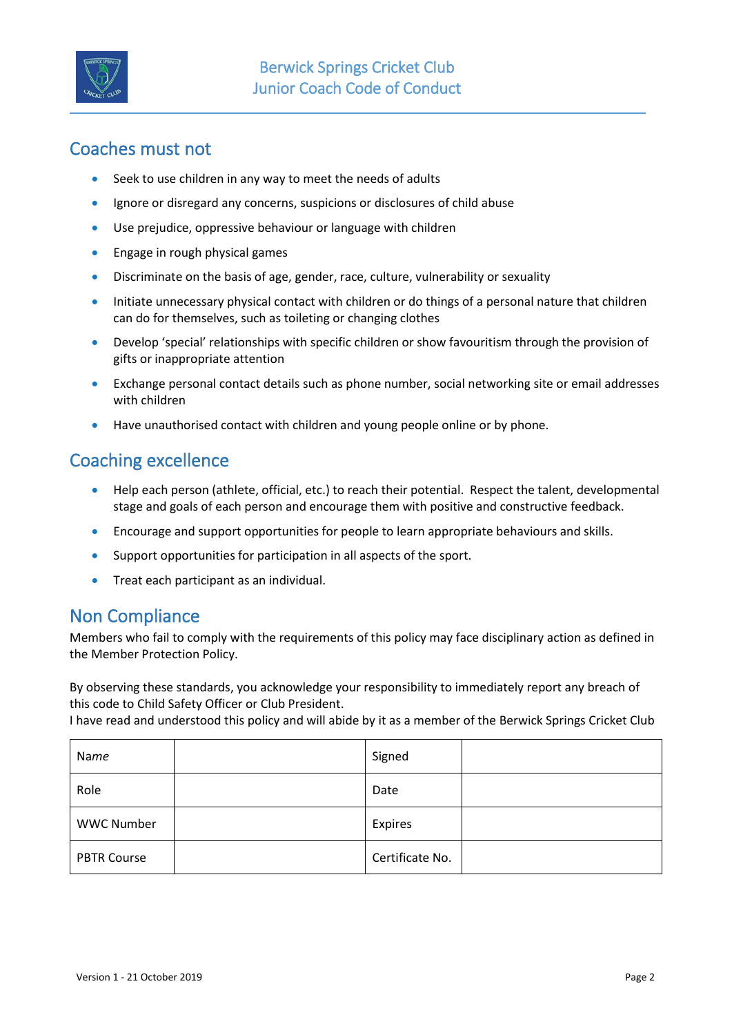## Coaches must not

- Seek to use children in any way to meet the needs of adults
- Ignore or disregard any concerns, suspicions or disclosures of child abuse
- Use prejudice, oppressive behaviour or language with children
- Engage in rough physical games
- Discriminate on the basis of age, gender, race, culture, vulnerability or sexuality
- Initiate unnecessary physical contact with children or do things of a personal nature that children can do for themselves, such as toileting or changing clothes
- Develop 'special' relationships with specific children or show favouritism through the provision of gifts or inappropriate attention
- Exchange personal contact details such as phone number, social networking site or email addresses with children
- Have unauthorised contact with children and young people online or by phone.

## Coaching excellence

- Help each person (athlete, official, etc.) to reach their potential. Respect the talent, developmental stage and goals of each person and encourage them with positive and constructive feedback.
- Encourage and support opportunities for people to learn appropriate behaviours and skills.
- Support opportunities for participation in all aspects of the sport.
- Treat each participant as an individual.

## Non Compliance

Members who fail to comply with the requirements of this policy may face disciplinary action as defined in the Member Protection Policy.

By observing these standards, you acknowledge your responsibility to immediately report any breach of this code to Child Safety Officer or Club President.
I have read and understood this policy and will abide by it as a member of the Berwick Springs Cricket Club

| | | | |
|---|---|---|---|
| Name | | Signed | |
| Role | | Date | |
| WWC Number | | Expires | |
| PBTR Course | | Certificate No. | |

Version 1 - 21 October 2019